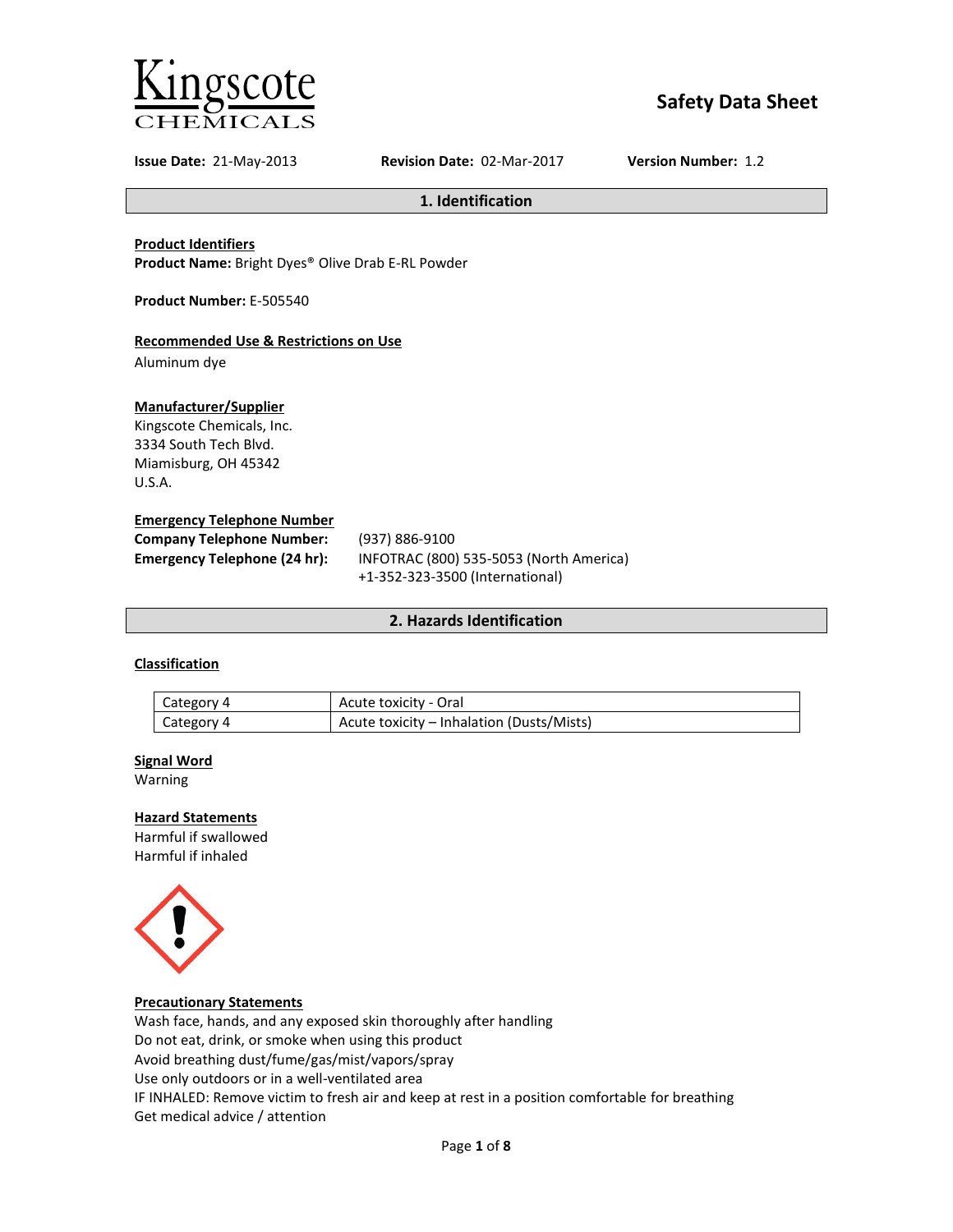Kingscote CHEMICALS

# Safety Data Sheet

**Issue Date:** 21-May-2013 **Revision Date:** 02-Mar-2017 **Version Number:** 1.2

## 1. Identification

**Product Identifiers**
**Product Name:** Bright Dyes® Olive Drab E-RL Powder

**Product Number:** E-505540

**Recommended Use & Restrictions on Use**
Aluminum dye

**Manufacturer/Supplier**
Kingscote Chemicals, Inc.
3334 South Tech Blvd.
Miamisburg, OH 45342
U.S.A.

**Emergency Telephone Number**

**Company Telephone Number:** (937) 886-9100
**Emergency Telephone (24 hr):** INFOTRAC (800) 535-5053 (North America)
+1-352-323-3500 (International)

## 2. Hazards Identification

**Classification**

| | |
|---|---|
| Category 4 | Acute toxicity - Oral |
| Category 4 | Acute toxicity – Inhalation (Dusts/Mists) |

**Signal Word**
Warning

**Hazard Statements**
Harmful if swallowed
Harmful if inhaled

**Precautionary Statements**
Wash face, hands, and any exposed skin thoroughly after handling
Do not eat, drink, or smoke when using this product
Avoid breathing dust/fume/gas/mist/vapors/spray
Use only outdoors or in a well-ventilated area
IF INHALED: Remove victim to fresh air and keep at rest in a position comfortable for breathing
Get medical advice / attention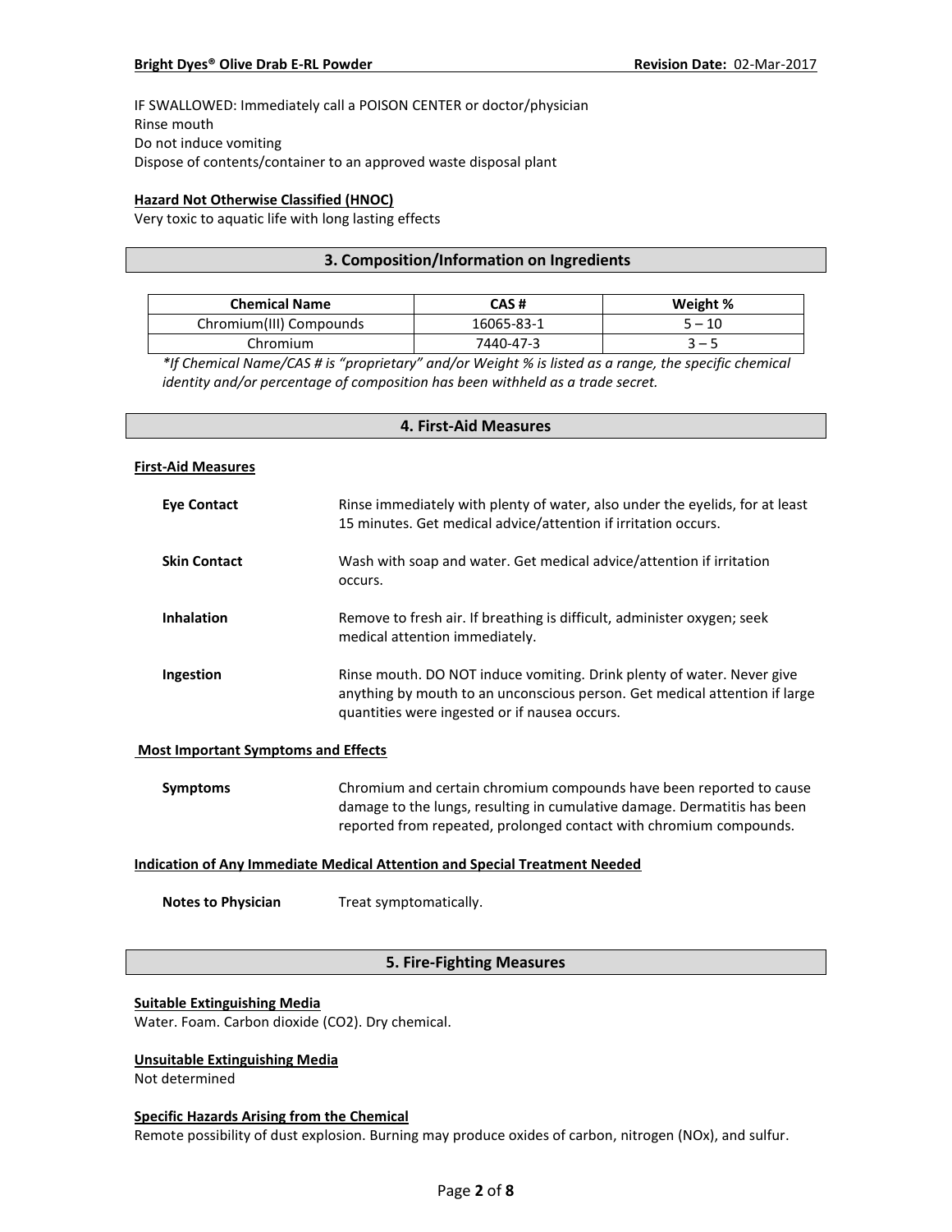IF SWALLOWED: Immediately call a POISON CENTER or doctor/physician
Rinse mouth
Do not induce vomiting
Dispose of contents/container to an approved waste disposal plant

**Hazard Not Otherwise Classified (HNOC)**
Very toxic to aquatic life with long lasting effects

## 3. Composition/Information on Ingredients

| Chemical Name | CAS # | Weight % |
|---|---|---|
| Chromium(III) Compounds | 16065-83-1 | 5 – 10 |
| Chromium | 7440-47-3 | 3 – 5 |

*\*If Chemical Name/CAS # is "proprietary" and/or Weight % is listed as a range, the specific chemical identity and/or percentage of composition has been withheld as a trade secret.*

## 4. First-Aid Measures

**First-Aid Measures**

**Eye Contact** Rinse immediately with plenty of water, also under the eyelids, for at least 15 minutes. Get medical advice/attention if irritation occurs.

**Skin Contact** Wash with soap and water. Get medical advice/attention if irritation occurs.

**Inhalation** Remove to fresh air. If breathing is difficult, administer oxygen; seek medical attention immediately.

**Ingestion** Rinse mouth. DO NOT induce vomiting. Drink plenty of water. Never give anything by mouth to an unconscious person. Get medical attention if large quantities were ingested or if nausea occurs.

**Most Important Symptoms and Effects**

**Symptoms** Chromium and certain chromium compounds have been reported to cause damage to the lungs, resulting in cumulative damage. Dermatitis has been reported from repeated, prolonged contact with chromium compounds.

**Indication of Any Immediate Medical Attention and Special Treatment Needed**

**Notes to Physician** Treat symptomatically.

## 5. Fire-Fighting Measures

**Suitable Extinguishing Media**
Water. Foam. Carbon dioxide ($CO_2$). Dry chemical.

**Unsuitable Extinguishing Media**
Not determined

**Specific Hazards Arising from the Chemical**
Remote possibility of dust explosion. Burning may produce oxides of carbon, nitrogen ($NO_x$), and sulfur.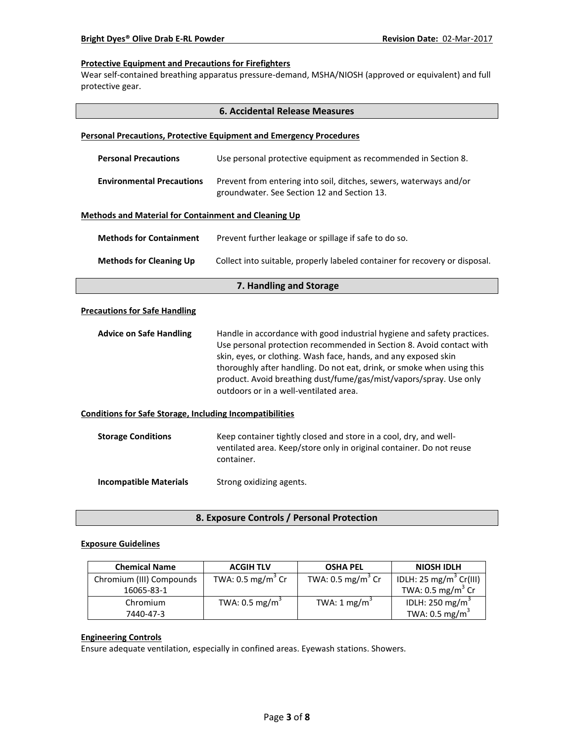#### Protective Equipment and Precautions for Firefighters

Wear self-contained breathing apparatus pressure-demand, MSHA/NIOSH (approved or equivalent) and full protective gear.

## 6. Accidental Release Measures

#### Personal Precautions, Protective Equipment and Emergency Procedures

**Personal Precautions** Use personal protective equipment as recommended in Section 8.

**Environmental Precautions** Prevent from entering into soil, ditches, sewers, waterways and/or groundwater. See Section 12 and Section 13.

#### Methods and Material for Containment and Cleaning Up

**Methods for Containment** Prevent further leakage or spillage if safe to do so.

**Methods for Cleaning Up** Collect into suitable, properly labeled container for recovery or disposal.

## 7. Handling and Storage

#### Precautions for Safe Handling

**Advice on Safe Handling** Handle in accordance with good industrial hygiene and safety practices. Use personal protection recommended in Section 8. Avoid contact with skin, eyes, or clothing. Wash face, hands, and any exposed skin thoroughly after handling. Do not eat, drink, or smoke when using this product. Avoid breathing dust/fume/gas/mist/vapors/spray. Use only outdoors or in a well-ventilated area.

#### Conditions for Safe Storage, Including Incompatibilities

**Storage Conditions** Keep container tightly closed and store in a cool, dry, and well-ventilated area. Keep/store only in original container. Do not reuse container.

**Incompatible Materials** Strong oxidizing agents.

## 8. Exposure Controls / Personal Protection

#### Exposure Guidelines

| Chemical Name | ACGIH TLV | OSHA PEL | NIOSH IDLH |
|---|---|---|---|
| Chromium (III) Compounds 16065-83-1 | TWA: 0.5 mg/m$^3$ Cr | TWA: 0.5 mg/m$^3$ Cr | IDLH: 25 mg/m$^3$ Cr(III) TWA: 0.5 mg/m$^3$ Cr |
| Chromium 7440-47-3 | TWA: 0.5 mg/m$^3$ | TWA: 1 mg/m$^3$ | IDLH: 250 mg/m$^3$ TWA: 0.5 mg/m$^3$ |

#### Engineering Controls

Ensure adequate ventilation, especially in confined areas. Eyewash stations. Showers.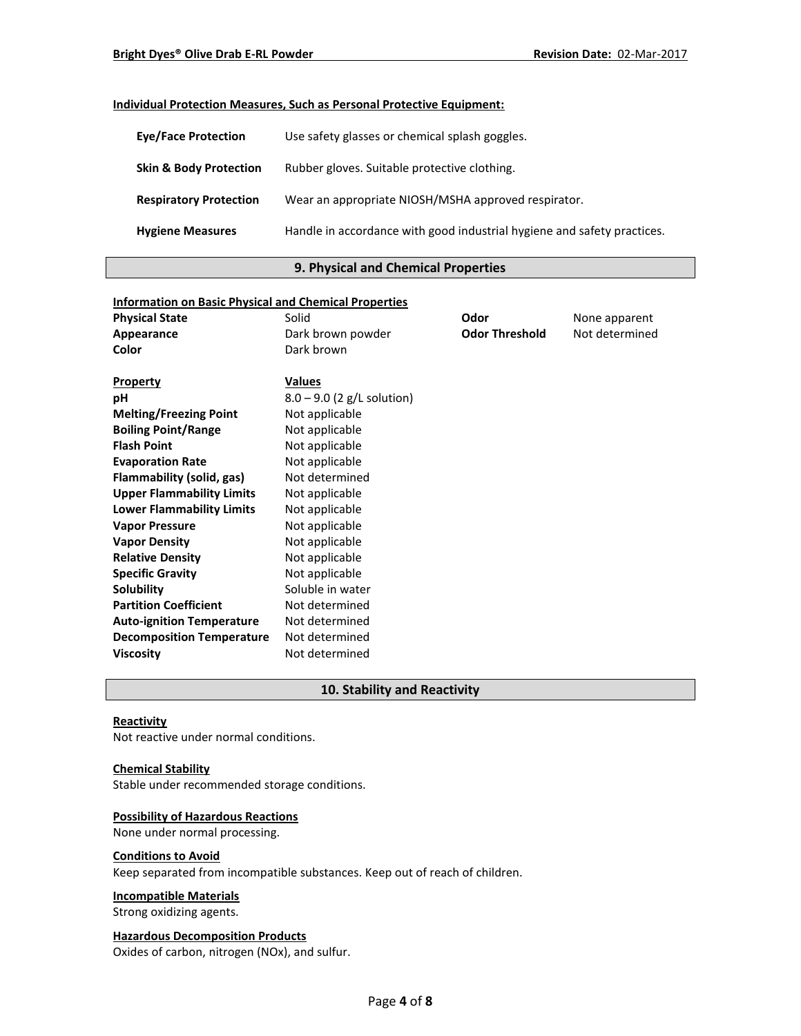**Individual Protection Measures, Such as Personal Protective Equipment:**

| | |
|---|---|
| **Eye/Face Protection** | Use safety glasses or chemical splash goggles. |
| **Skin & Body Protection** | Rubber gloves. Suitable protective clothing. |
| **Respiratory Protection** | Wear an appropriate NIOSH/MSHA approved respirator. |
| **Hygiene Measures** | Handle in accordance with good industrial hygiene and safety practices. |

## 9. Physical and Chemical Properties

**Information on Basic Physical and Chemical Properties**

| | | | |
|---|---|---|---|
| **Physical State** | Solid | **Odor** | None apparent |
| **Appearance** | Dark brown powder | **Odor Threshold** | Not determined |
| **Color** | Dark brown | | |

| **Property** | **Values** |
|---|---|
| **pH** | 8.0 – 9.0 (2 g/L solution) |
| **Melting/Freezing Point** | Not applicable |
| **Boiling Point/Range** | Not applicable |
| **Flash Point** | Not applicable |
| **Evaporation Rate** | Not applicable |
| **Flammability (solid, gas)** | Not determined |
| **Upper Flammability Limits** | Not applicable |
| **Lower Flammability Limits** | Not applicable |
| **Vapor Pressure** | Not applicable |
| **Vapor Density** | Not applicable |
| **Relative Density** | Not applicable |
| **Specific Gravity** | Not applicable |
| **Solubility** | Soluble in water |
| **Partition Coefficient** | Not determined |
| **Auto-ignition Temperature** | Not determined |
| **Decomposition Temperature** | Not determined |
| **Viscosity** | Not determined |

## 10. Stability and Reactivity

**Reactivity**

Not reactive under normal conditions.

**Chemical Stability**

Stable under recommended storage conditions.

**Possibility of Hazardous Reactions**

None under normal processing.

**Conditions to Avoid**

Keep separated from incompatible substances. Keep out of reach of children.

**Incompatible Materials**

Strong oxidizing agents.

**Hazardous Decomposition Products**

Oxides of carbon, nitrogen (NOx), and sulfur.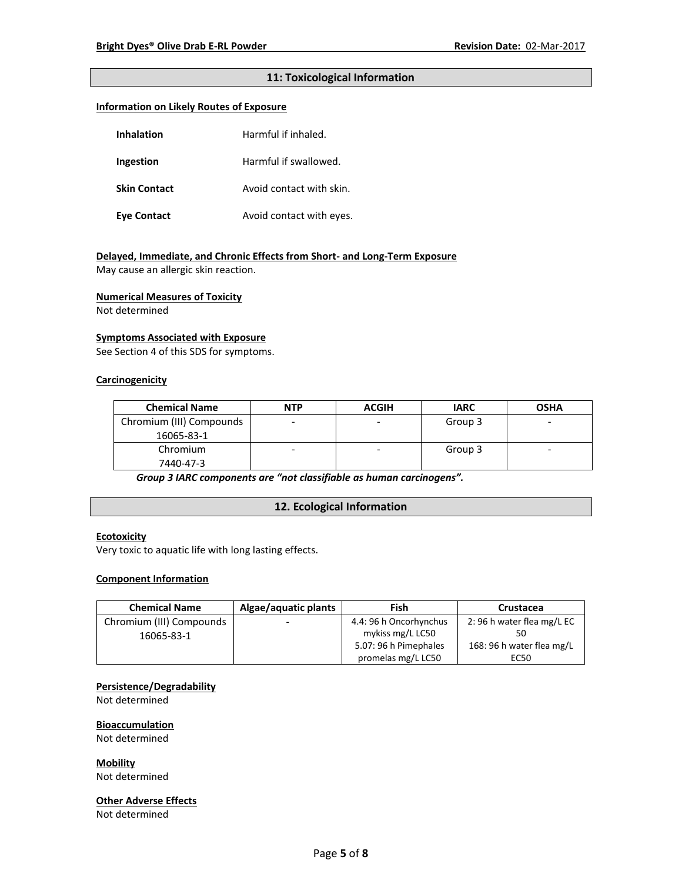## 11: Toxicological Information

**Information on Likely Routes of Exposure**

| | |
|---|---|
| **Inhalation** | Harmful if inhaled. |
| **Ingestion** | Harmful if swallowed. |
| **Skin Contact** | Avoid contact with skin. |
| **Eye Contact** | Avoid contact with eyes. |

**Delayed, Immediate, and Chronic Effects from Short- and Long-Term Exposure**

May cause an allergic skin reaction.

**Numerical Measures of Toxicity**

Not determined

**Symptoms Associated with Exposure**

See Section 4 of this SDS for symptoms.

**Carcinogenicity**

| Chemical Name | NTP | ACGIH | IARC | OSHA |
|---|---|---|---|---|
| Chromium (III) Compounds 16065-83-1 | - | - | Group 3 | - |
| Chromium 7440-47-3 | - | - | Group 3 | - |

***Group 3 IARC components are "not classifiable as human carcinogens".***

## 12. Ecological Information

**Ecotoxicity**

Very toxic to aquatic life with long lasting effects.

**Component Information**

| Chemical Name | Algae/aquatic plants | Fish | Crustacea |
|---|---|---|---|
| Chromium (III) Compounds 16065-83-1 | - | 4.4: 96 h Oncorhynchus mykiss mg/L LC50<br>5.07: 96 h Pimephales promelas mg/L LC50 | 2: 96 h water flea mg/L EC 50<br>168: 96 h water flea mg/L EC50 |

**Persistence/Degradability**

Not determined

**Bioaccumulation**

Not determined

**Mobility**

Not determined

**Other Adverse Effects**

Not determined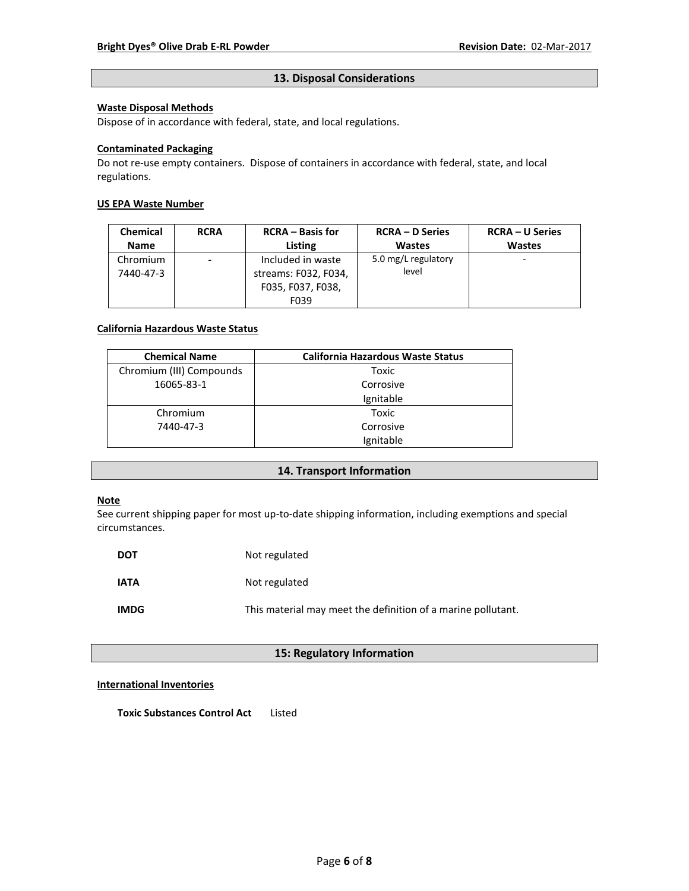## 13. Disposal Considerations

**Waste Disposal Methods**

Dispose of in accordance with federal, state, and local regulations.

**Contaminated Packaging**

Do not re-use empty containers. Dispose of containers in accordance with federal, state, and local regulations.

**US EPA Waste Number**

| Chemical Name | RCRA | RCRA – Basis for Listing | RCRA – D Series Wastes | RCRA – U Series Wastes |
|---|---|---|---|---|
| Chromium 7440-47-3 | - | Included in waste streams: F032, F034, F035, F037, F038, F039 | 5.0 mg/L regulatory level | - |

**California Hazardous Waste Status**

| Chemical Name | California Hazardous Waste Status |
|---|---|
| Chromium (III) Compounds 16065-83-1 | Toxic Corrosive Ignitable |
| Chromium 7440-47-3 | Toxic Corrosive Ignitable |

## 14. Transport Information

**Note**

See current shipping paper for most up-to-date shipping information, including exemptions and special circumstances.

**DOT** Not regulated

**IATA** Not regulated

**IMDG** This material may meet the definition of a marine pollutant.

## 15: Regulatory Information

**International Inventories**

**Toxic Substances Control Act** Listed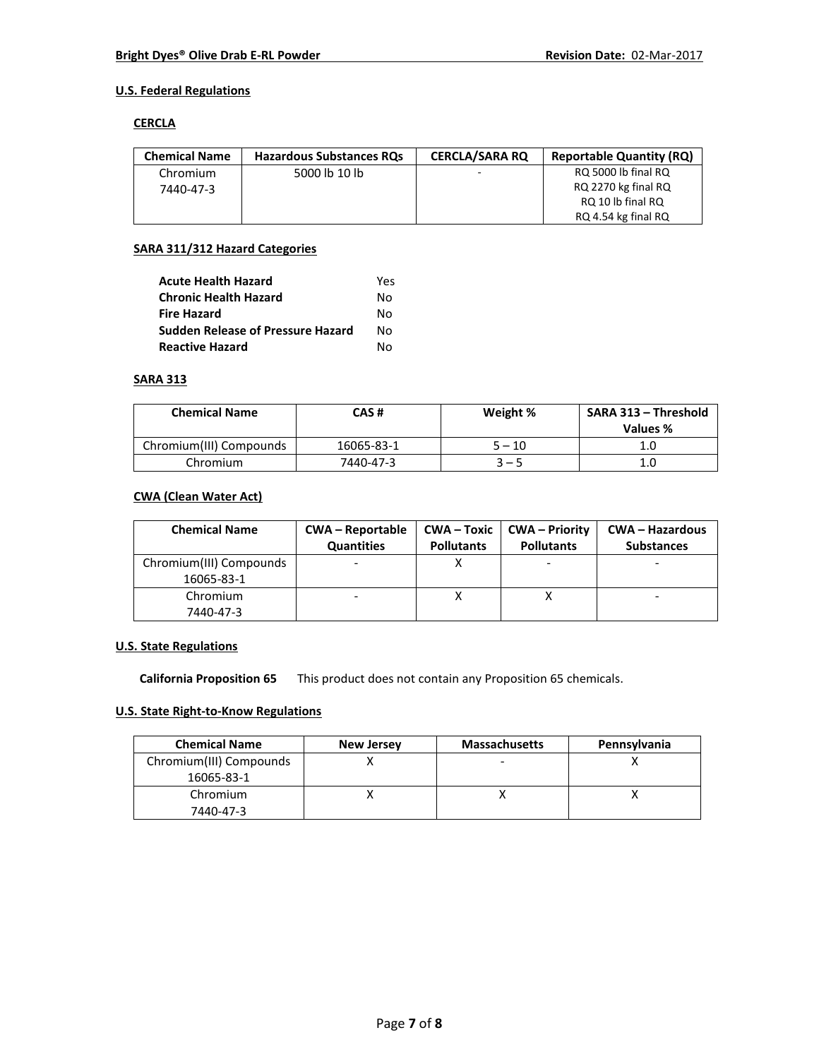## U.S. Federal Regulations

### CERCLA

| Chemical Name | Hazardous Substances RQs | CERCLA/SARA RQ | Reportable Quantity (RQ) |
|---|---|---|---|
| Chromium 7440-47-3 | 5000 lb 10 lb | - | RQ 5000 lb final RQ RQ 2270 kg final RQ RQ 10 lb final RQ RQ 4.54 kg final RQ |

### SARA 311/312 Hazard Categories

| | |
|---|---|
| **Acute Health Hazard** | Yes |
| **Chronic Health Hazard** | No |
| **Fire Hazard** | No |
| **Sudden Release of Pressure Hazard** | No |
| **Reactive Hazard** | No |

### SARA 313

| Chemical Name | CAS # | Weight % | SARA 313 – Threshold Values % |
|---|---|---|---|
| Chromium(III) Compounds | 16065-83-1 | 5 – 10 | 1.0 |
| Chromium | 7440-47-3 | 3 – 5 | 1.0 |

### CWA (Clean Water Act)

| Chemical Name | CWA – Reportable Quantities | CWA – Toxic Pollutants | CWA – Priority Pollutants | CWA – Hazardous Substances |
|---|---|---|---|---|
| Chromium(III) Compounds 16065-83-1 | - | X | - | - |
| Chromium 7440-47-3 | - | X | X | - |

## U.S. State Regulations

**California Proposition 65** This product does not contain any Proposition 65 chemicals.

## U.S. State Right-to-Know Regulations

| Chemical Name | New Jersey | Massachusetts | Pennsylvania |
|---|---|---|---|
| Chromium(III) Compounds 16065-83-1 | X | - | X |
| Chromium 7440-47-3 | X | X | X |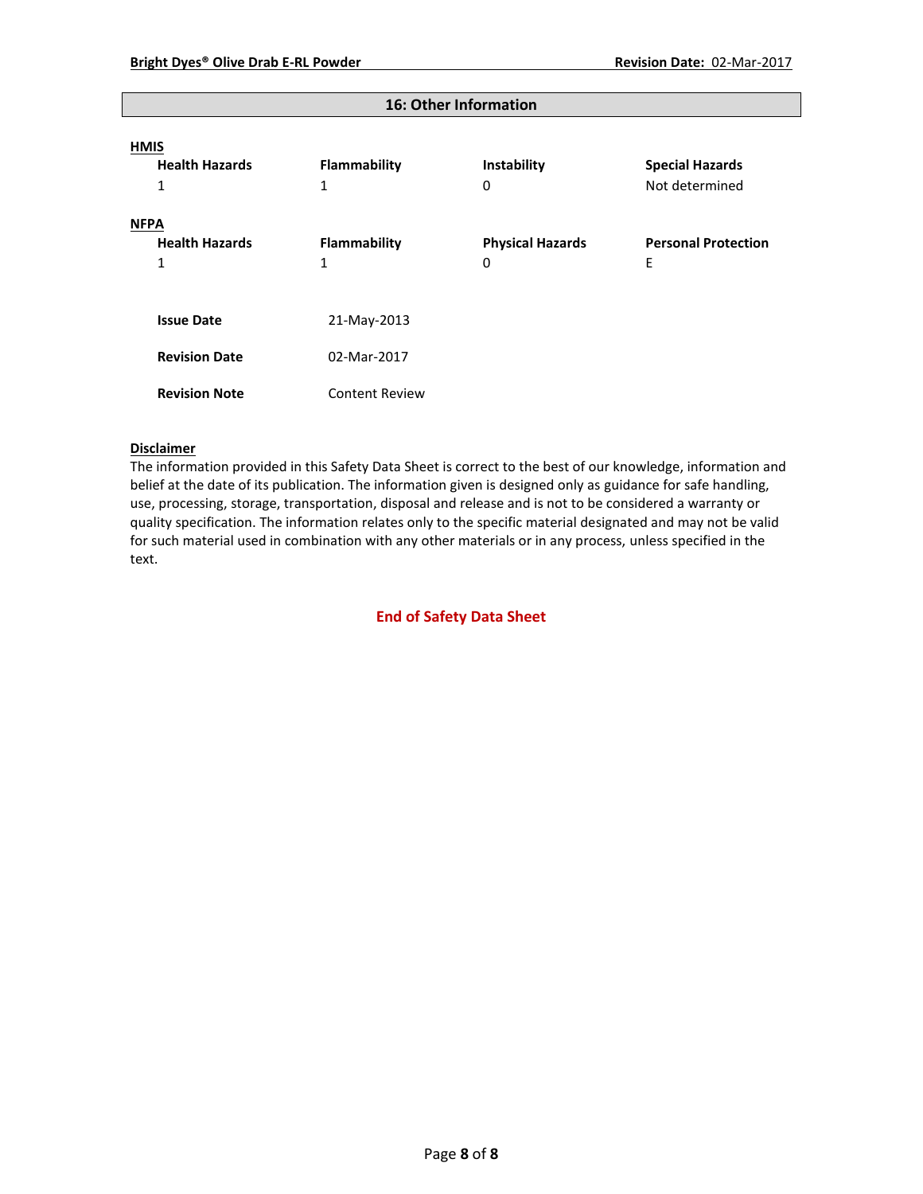## 16: Other Information

**HMIS**

| Health Hazards | Flammability | Instability | Special Hazards |
|---|---|---|---|
| 1 | 1 | 0 | Not determined |

**NFPA**

| Health Hazards | Flammability | Physical Hazards | Personal Protection |
|---|---|---|---|
| 1 | 1 | 0 | E |

| | |
|---|---|
| **Issue Date** | 21-May-2013 |
| **Revision Date** | 02-Mar-2017 |
| **Revision Note** | Content Review |

**Disclaimer**

The information provided in this Safety Data Sheet is correct to the best of our knowledge, information and belief at the date of its publication. The information given is designed only as guidance for safe handling, use, processing, storage, transportation, disposal and release and is not to be considered a warranty or quality specification. The information relates only to the specific material designated and may not be valid for such material used in combination with any other materials or in any process, unless specified in the text.

**End of Safety Data Sheet**